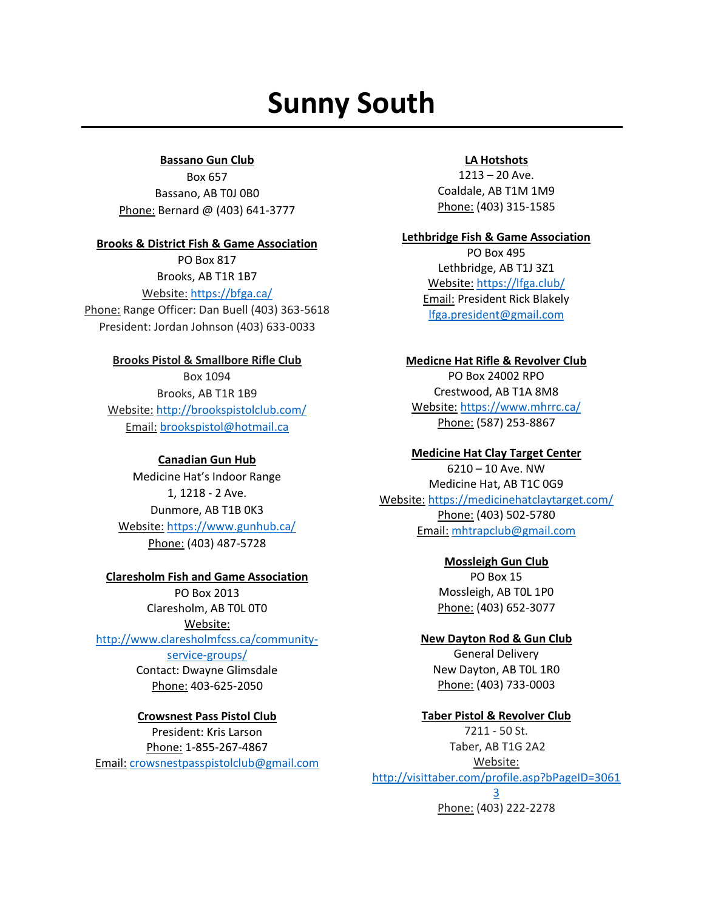# Sunny South

**Bassano Gun Club**
Box 657
Bassano, AB T0J 0B0
Phone: Bernard @ (403) 641-3777

**Brooks & District Fish & Game Association**
PO Box 817
Brooks, AB T1R 1B7
Website: https://bfga.ca/
Phone: Range Officer: Dan Buell (403) 363-5618
President: Jordan Johnson (403) 633-0033

**Brooks Pistol & Smallbore Rifle Club**
Box 1094
Brooks, AB T1R 1B9
Website: http://brookspistolclub.com/
Email: brookspistol@hotmail.ca

**Canadian Gun Hub**
Medicine Hat's Indoor Range
1, 1218 - 2 Ave.
Dunmore, AB T1B 0K3
Website: https://www.gunhub.ca/
Phone: (403) 487-5728

**Claresholm Fish and Game Association**
PO Box 2013
Claresholm, AB T0L 0T0
Website: http://www.claresholmfcss.ca/community-service-groups/
Contact: Dwayne Glimsdale
Phone: 403-625-2050

**Crowsnest Pass Pistol Club**
President: Kris Larson
Phone: 1-855-267-4867
Email: crowsnestpasspistolclub@gmail.com

**LA Hotshots**
1213 – 20 Ave.
Coaldale, AB T1M 1M9
Phone: (403) 315-1585

**Lethbridge Fish & Game Association**
PO Box 495
Lethbridge, AB T1J 3Z1
Website: https://lfga.club/
Email: President Rick Blakely
lfga.president@gmail.com

**Medicne Hat Rifle & Revolver Club**
PO Box 24002 RPO
Crestwood, AB T1A 8M8
Website: https://www.mhrrc.ca/
Phone: (587) 253-8867

**Medicine Hat Clay Target Center**
6210 – 10 Ave. NW
Medicine Hat, AB T1C 0G9
Website: https://medicinehatclaytarget.com/
Phone: (403) 502-5780
Email: mhtrapclub@gmail.com

**Mossleigh Gun Club**
PO Box 15
Mossleigh, AB T0L 1P0
Phone: (403) 652-3077

**New Dayton Rod & Gun Club**
General Delivery
New Dayton, AB T0L 1R0
Phone: (403) 733-0003

**Taber Pistol & Revolver Club**
7211 - 50 St.
Taber, AB T1G 2A2
Website: http://visittaber.com/profile.asp?bPageID=30613
Phone: (403) 222-2278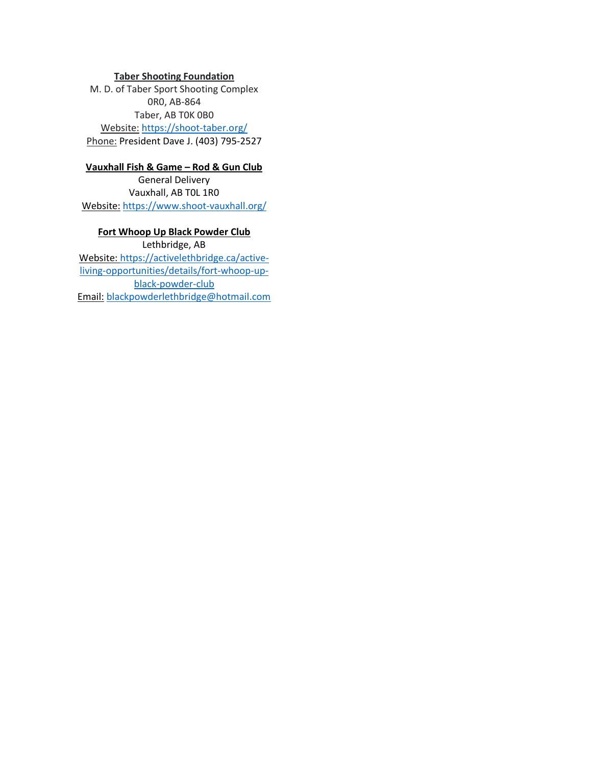**Taber Shooting Foundation**

M. D. of Taber Sport Shooting Complex
0R0, AB-864
Taber, AB T0K 0B0
Website: https://shoot-taber.org/
Phone: President Dave J. (403) 795-2527

**Vauxhall Fish & Game – Rod & Gun Club**

General Delivery
Vauxhall, AB T0L 1R0
Website: https://www.shoot-vauxhall.org/

**Fort Whoop Up Black Powder Club**

Lethbridge, AB
Website: https://activelethbridge.ca/active-living-opportunities/details/fort-whoop-up-black-powder-club
Email: blackpowderlethbridge@hotmail.com